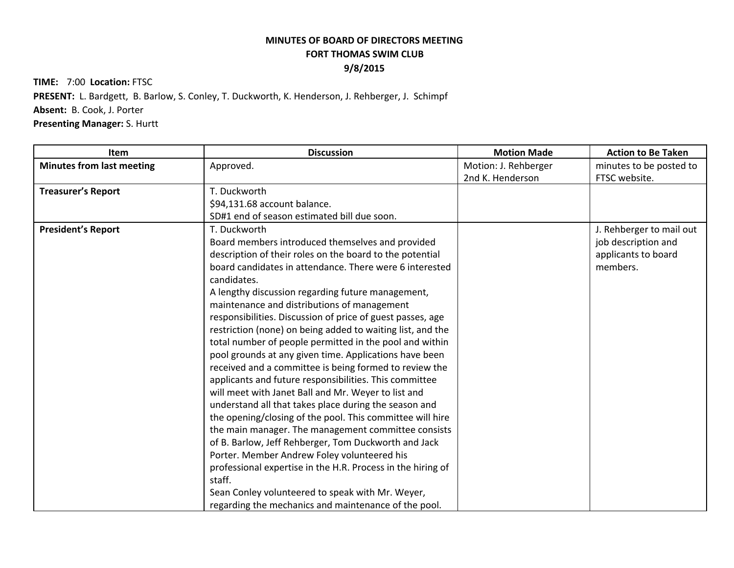**MINUTES OF BOARD OF DIRECTORS MEETING**
**FORT THOMAS SWIM CLUB**
**9/8/2015**

**TIME:** 7:00 **Location:** FTSC
**PRESENT:** L. Bardgett, B. Barlow, S. Conley, T. Duckworth, K. Henderson, J. Rehberger, J. Schimpf
**Absent:** B. Cook, J. Porter
**Presenting Manager:** S. Hurtt

| Item | Discussion | Motion Made | Action to Be Taken |
|---|---|---|---|
| **Minutes from last meeting** | Approved. | Motion: J. Rehberger<br>2nd K. Henderson | minutes to be posted to FTSC website. |
| **Treasurer's Report** | T. Duckworth<br>$94,131.68 account balance.<br>SD#1 end of season estimated bill due soon. | | |
| **President's Report** | T. Duckworth<br>Board members introduced themselves and provided description of their roles on the board to the potential board candidates in attendance. There were 6 interested candidates.<br>A lengthy discussion regarding future management, maintenance and distributions of management responsibilities. Discussion of price of guest passes, age restriction (none) on being added to waiting list, and the total number of people permitted in the pool and within pool grounds at any given time. Applications have been received and a committee is being formed to review the applicants and future responsibilities. This committee will meet with Janet Ball and Mr. Weyer to list and understand all that takes place during the season and the opening/closing of the pool. This committee will hire the main manager. The management committee consists of B. Barlow, Jeff Rehberger, Tom Duckworth and Jack Porter. Member Andrew Foley volunteered his professional expertise in the H.R. Process in the hiring of staff.<br>Sean Conley volunteered to speak with Mr. Weyer, regarding the mechanics and maintenance of the pool. | | J. Rehberger to mail out job description and applicants to board members. |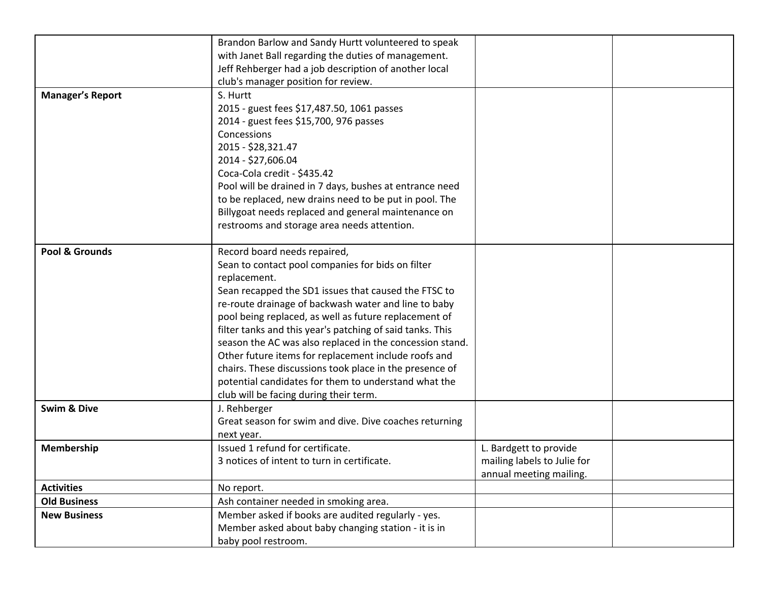| | | | |
|---|---|---|---|
| | Brandon Barlow and Sandy Hurtt volunteered to speak with Janet Ball regarding the duties of management. Jeff Rehberger had a job description of another local club's manager position for review. | | |
| **Manager's Report** | S. Hurtt<br>2015 - guest fees $17,487.50, 1061 passes<br>2014 - guest fees $15,700, 976 passes<br>Concessions<br>2015 - $28,321.47<br>2014 - $27,606.04<br>Coca-Cola credit - $435.42<br>Pool will be drained in 7 days, bushes at entrance need to be replaced, new drains need to be put in pool. The Billygoat needs replaced and general maintenance on restrooms and storage area needs attention. | | |
| **Pool & Grounds** | Record board needs repaired,<br>Sean to contact pool companies for bids on filter replacement.<br>Sean recapped the SD1 issues that caused the FTSC to re-route drainage of backwash water and line to baby pool being replaced, as well as future replacement of filter tanks and this year's patching of said tanks. This season the AC was also replaced in the concession stand. Other future items for replacement include roofs and chairs. These discussions took place in the presence of potential candidates for them to understand what the club will be facing during their term. | | |
| **Swim & Dive** | J. Rehberger<br>Great season for swim and dive. Dive coaches returning next year. | | |
| **Membership** | Issued 1 refund for certificate.<br>3 notices of intent to turn in certificate. | L. Bardgett to provide mailing labels to Julie for annual meeting mailing. | |
| **Activities** | No report. | | |
| **Old Business** | Ash container needed in smoking area. | | |
| **New Business** | Member asked if books are audited regularly - yes.<br>Member asked about baby changing station - it is in baby pool restroom. | | |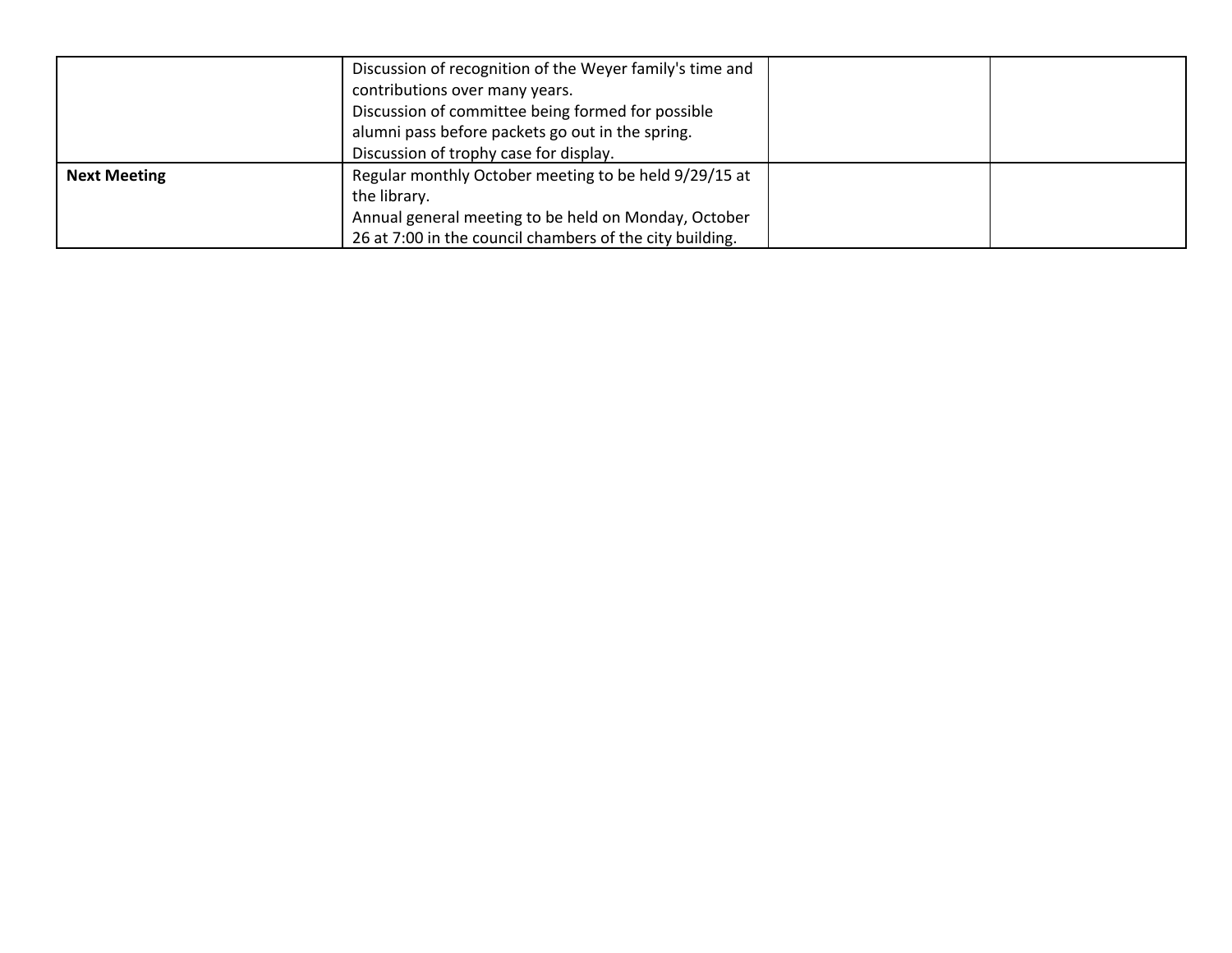| | | | |
|---|---|---|---|
| | Discussion of recognition of the Weyer family's time and contributions over many years.<br>Discussion of committee being formed for possible alumni pass before packets go out in the spring.<br>Discussion of trophy case for display. | | |
| **Next Meeting** | Regular monthly October meeting to be held 9/29/15 at the library.<br>Annual general meeting to be held on Monday, October 26 at 7:00 in the council chambers of the city building. | | |